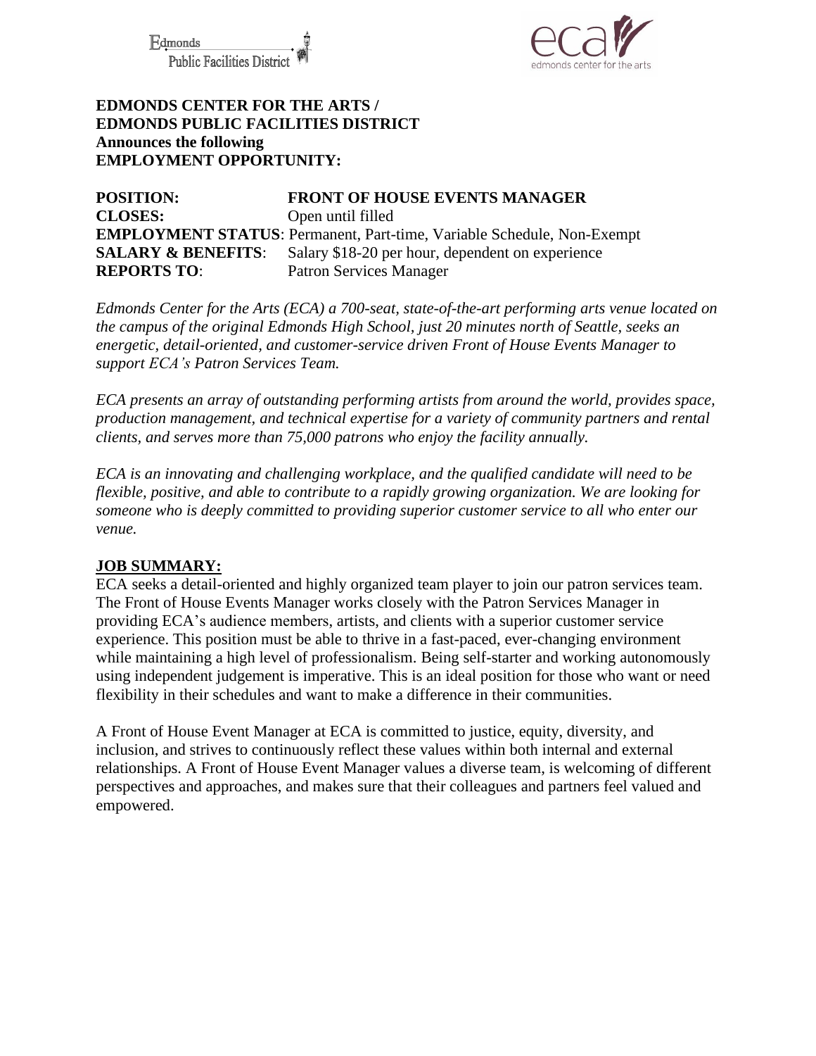Edmonds Public Facilities District

eca edmonds center for the arts

**EDMONDS CENTER FOR THE ARTS /**
**EDMONDS PUBLIC FACILITIES DISTRICT**
**Announces the following**
**EMPLOYMENT OPPORTUNITY:**

**POSITION:** **FRONT OF HOUSE EVENTS MANAGER**
**CLOSES:** Open until filled
**EMPLOYMENT STATUS**: Permanent, Part-time, Variable Schedule, Non-Exempt
**SALARY & BENEFITS**: Salary $18-20 per hour, dependent on experience
**REPORTS TO**: Patron Services Manager

*Edmonds Center for the Arts (ECA) a 700-seat, state-of-the-art performing arts venue located on the campus of the original Edmonds High School, just 20 minutes north of Seattle, seeks an energetic, detail-oriented, and customer-service driven Front of House Events Manager to support ECA's Patron Services Team.*

*ECA presents an array of outstanding performing artists from around the world, provides space, production management, and technical expertise for a variety of community partners and rental clients, and serves more than 75,000 patrons who enjoy the facility annually.*

*ECA is an innovating and challenging workplace, and the qualified candidate will need to be flexible, positive, and able to contribute to a rapidly growing organization. We are looking for someone who is deeply committed to providing superior customer service to all who enter our venue.*

## JOB SUMMARY:

ECA seeks a detail-oriented and highly organized team player to join our patron services team. The Front of House Events Manager works closely with the Patron Services Manager in providing ECA's audience members, artists, and clients with a superior customer service experience. This position must be able to thrive in a fast-paced, ever-changing environment while maintaining a high level of professionalism. Being self-starter and working autonomously using independent judgement is imperative. This is an ideal position for those who want or need flexibility in their schedules and want to make a difference in their communities.

A Front of House Event Manager at ECA is committed to justice, equity, diversity, and inclusion, and strives to continuously reflect these values within both internal and external relationships. A Front of House Event Manager values a diverse team, is welcoming of different perspectives and approaches, and makes sure that their colleagues and partners feel valued and empowered.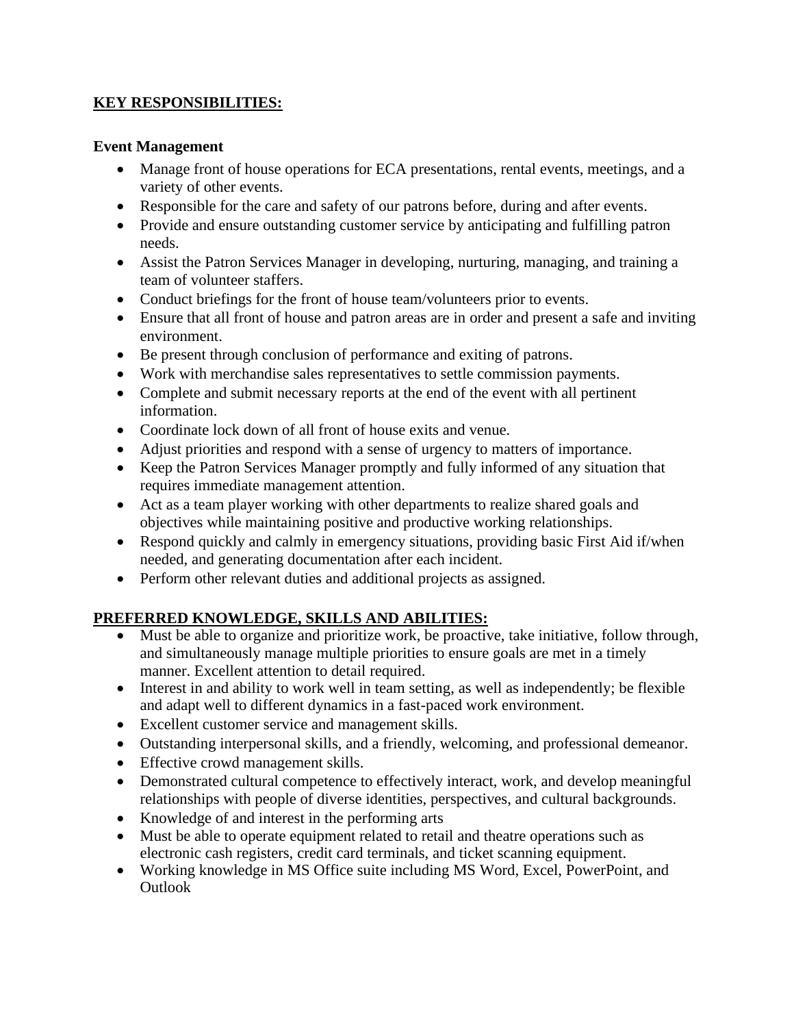## KEY RESPONSIBILITIES:

### Event Management

- Manage front of house operations for ECA presentations, rental events, meetings, and a variety of other events.
- Responsible for the care and safety of our patrons before, during and after events.
- Provide and ensure outstanding customer service by anticipating and fulfilling patron needs.
- Assist the Patron Services Manager in developing, nurturing, managing, and training a team of volunteer staffers.
- Conduct briefings for the front of house team/volunteers prior to events.
- Ensure that all front of house and patron areas are in order and present a safe and inviting environment.
- Be present through conclusion of performance and exiting of patrons.
- Work with merchandise sales representatives to settle commission payments.
- Complete and submit necessary reports at the end of the event with all pertinent information.
- Coordinate lock down of all front of house exits and venue.
- Adjust priorities and respond with a sense of urgency to matters of importance.
- Keep the Patron Services Manager promptly and fully informed of any situation that requires immediate management attention.
- Act as a team player working with other departments to realize shared goals and objectives while maintaining positive and productive working relationships.
- Respond quickly and calmly in emergency situations, providing basic First Aid if/when needed, and generating documentation after each incident.
- Perform other relevant duties and additional projects as assigned.

## PREFERRED KNOWLEDGE, SKILLS AND ABILITIES:

- Must be able to organize and prioritize work, be proactive, take initiative, follow through, and simultaneously manage multiple priorities to ensure goals are met in a timely manner. Excellent attention to detail required.
- Interest in and ability to work well in team setting, as well as independently; be flexible and adapt well to different dynamics in a fast-paced work environment.
- Excellent customer service and management skills.
- Outstanding interpersonal skills, and a friendly, welcoming, and professional demeanor.
- Effective crowd management skills.
- Demonstrated cultural competence to effectively interact, work, and develop meaningful relationships with people of diverse identities, perspectives, and cultural backgrounds.
- Knowledge of and interest in the performing arts
- Must be able to operate equipment related to retail and theatre operations such as electronic cash registers, credit card terminals, and ticket scanning equipment.
- Working knowledge in MS Office suite including MS Word, Excel, PowerPoint, and Outlook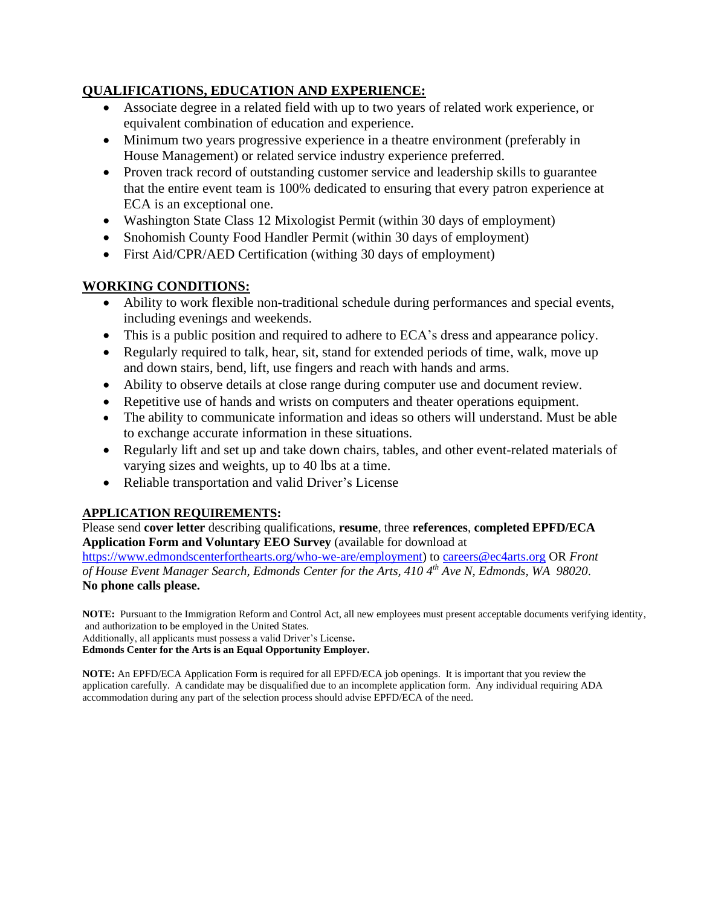## QUALIFICATIONS, EDUCATION AND EXPERIENCE:

- Associate degree in a related field with up to two years of related work experience, or equivalent combination of education and experience.
- Minimum two years progressive experience in a theatre environment (preferably in House Management) or related service industry experience preferred.
- Proven track record of outstanding customer service and leadership skills to guarantee that the entire event team is 100% dedicated to ensuring that every patron experience at ECA is an exceptional one.
- Washington State Class 12 Mixologist Permit (within 30 days of employment)
- Snohomish County Food Handler Permit (within 30 days of employment)
- First Aid/CPR/AED Certification (withing 30 days of employment)

## WORKING CONDITIONS:

- Ability to work flexible non-traditional schedule during performances and special events, including evenings and weekends.
- This is a public position and required to adhere to ECA's dress and appearance policy.
- Regularly required to talk, hear, sit, stand for extended periods of time, walk, move up and down stairs, bend, lift, use fingers and reach with hands and arms.
- Ability to observe details at close range during computer use and document review.
- Repetitive use of hands and wrists on computers and theater operations equipment.
- The ability to communicate information and ideas so others will understand. Must be able to exchange accurate information in these situations.
- Regularly lift and set up and take down chairs, tables, and other event-related materials of varying sizes and weights, up to 40 lbs at a time.
- Reliable transportation and valid Driver's License

## APPLICATION REQUIREMENTS:

Please send **cover letter** describing qualifications, **resume**, three **references**, **completed EPFD/ECA Application Form and Voluntary EEO Survey** (available for download at https://www.edmondscenterforthearts.org/who-we-are/employment) to careers@ec4arts.org OR *Front of House Event Manager Search, Edmonds Center for the Arts, 410 4th Ave N, Edmonds, WA 98020*. **No phone calls please.**

**NOTE:** Pursuant to the Immigration Reform and Control Act, all new employees must present acceptable documents verifying identity, and authorization to be employed in the United States.
Additionally, all applicants must possess a valid Driver's License**.**
**Edmonds Center for the Arts is an Equal Opportunity Employer.**

**NOTE:** An EPFD/ECA Application Form is required for all EPFD/ECA job openings. It is important that you review the application carefully. A candidate may be disqualified due to an incomplete application form. Any individual requiring ADA accommodation during any part of the selection process should advise EPFD/ECA of the need.